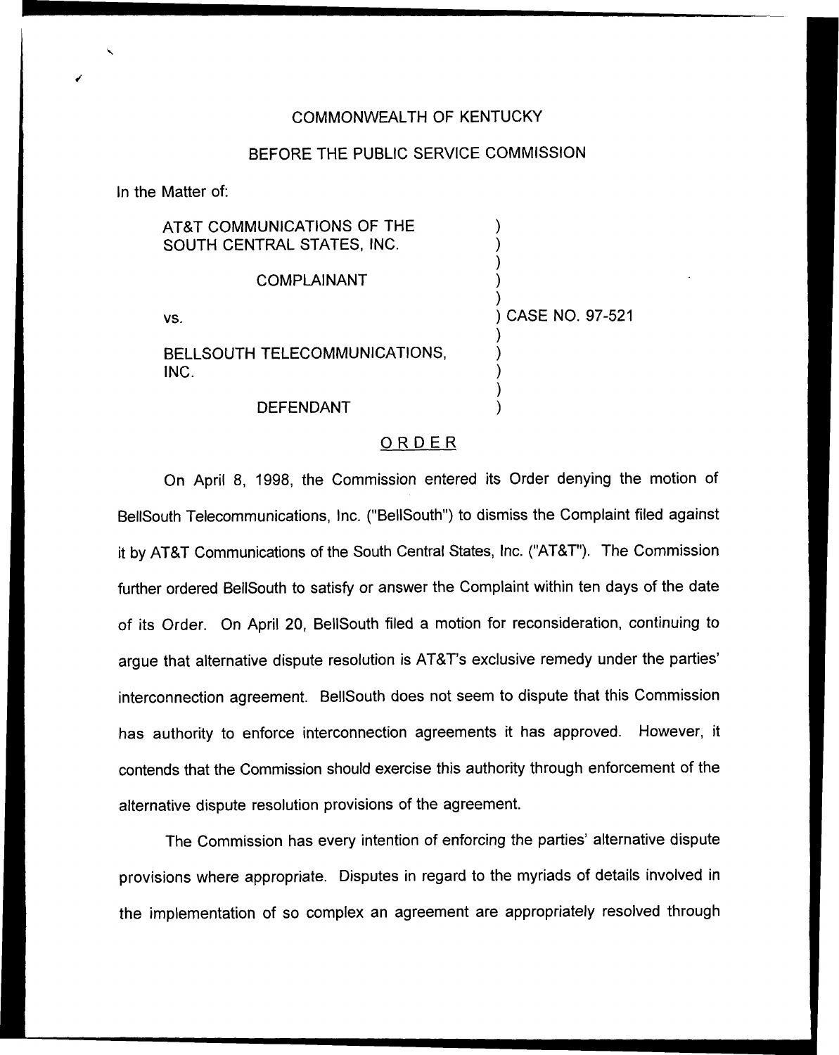COMMONWEALTH OF KENTUCKY

BEFORE THE PUBLIC SERVICE COMMISSION

In the Matter of:

AT&T COMMUNICATIONS OF THE SOUTH CENTRAL STATES, INC.

COMPLAINANT

vs.

BELLSOUTH TELECOMMUNICATIONS, INC.

DEFENDANT

) CASE NO. 97-521

ORDER

On April 8, 1998, the Commission entered its Order denying the motion of BellSouth Telecommunications, Inc. ("BellSouth") to dismiss the Complaint filed against it by AT&T Communications of the South Central States, Inc. ("AT&T"). The Commission further ordered BellSouth to satisfy or answer the Complaint within ten days of the date of its Order. On April 20, BellSouth filed a motion for reconsideration, continuing to argue that alternative dispute resolution is AT&T's exclusive remedy under the parties' interconnection agreement. BellSouth does not seem to dispute that this Commission has authority to enforce interconnection agreements it has approved. However, it contends that the Commission should exercise this authority through enforcement of the alternative dispute resolution provisions of the agreement.

The Commission has every intention of enforcing the parties' alternative dispute provisions where appropriate. Disputes in regard to the myriads of details involved in the implementation of so complex an agreement are appropriately resolved through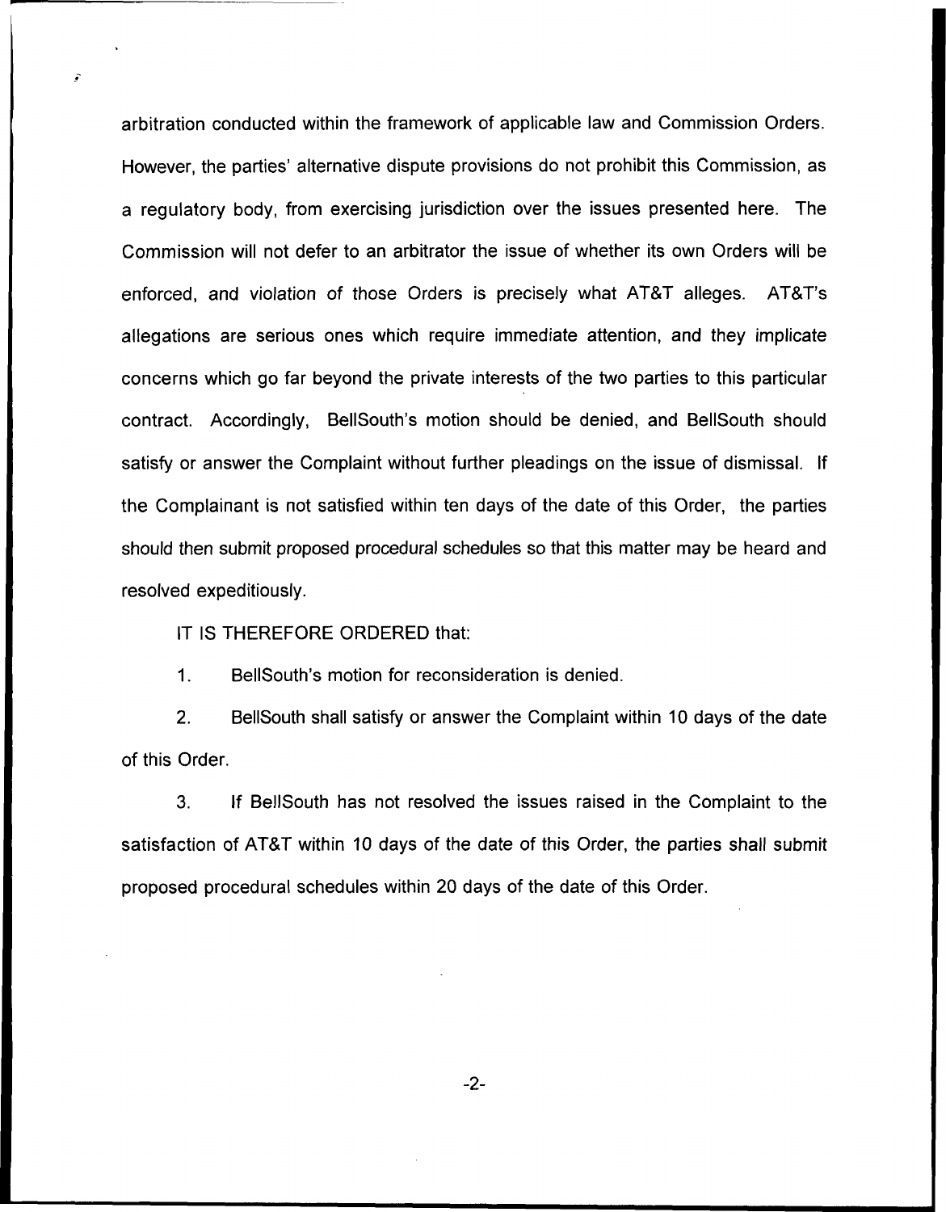arbitration conducted within the framework of applicable law and Commission Orders. However, the parties' alternative dispute provisions do not prohibit this Commission, as a regulatory body, from exercising jurisdiction over the issues presented here. The Commission will not defer to an arbitrator the issue of whether its own Orders will be enforced, and violation of those Orders is precisely what AT&T alleges. AT&T's allegations are serious ones which require immediate attention, and they implicate concerns which go far beyond the private interests of the two parties to this particular contract. Accordingly, BellSouth's motion should be denied, and BellSouth should satisfy or answer the Complaint without further pleadings on the issue of dismissal. If the Complainant is not satisfied within ten days of the date of this Order, the parties should then submit proposed procedural schedules so that this matter may be heard and resolved expeditiously.

IT IS THEREFORE ORDERED that:

1. BellSouth's motion for reconsideration is denied.

2. BellSouth shall satisfy or answer the Complaint within 10 days of the date of this Order.

3. If BellSouth has not resolved the issues raised in the Complaint to the satisfaction of AT&T within 10 days of the date of this Order, the parties shall submit proposed procedural schedules within 20 days of the date of this Order.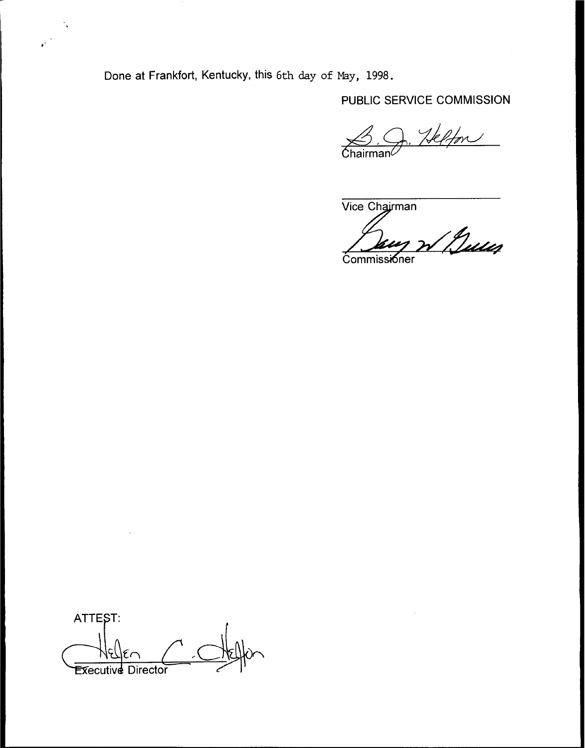Done at Frankfort, Kentucky, this 6th day of May, 1998.

PUBLIC SERVICE COMMISSION

Chairman

Vice Chairman

Commissioner

ATTEST:

Executive Director